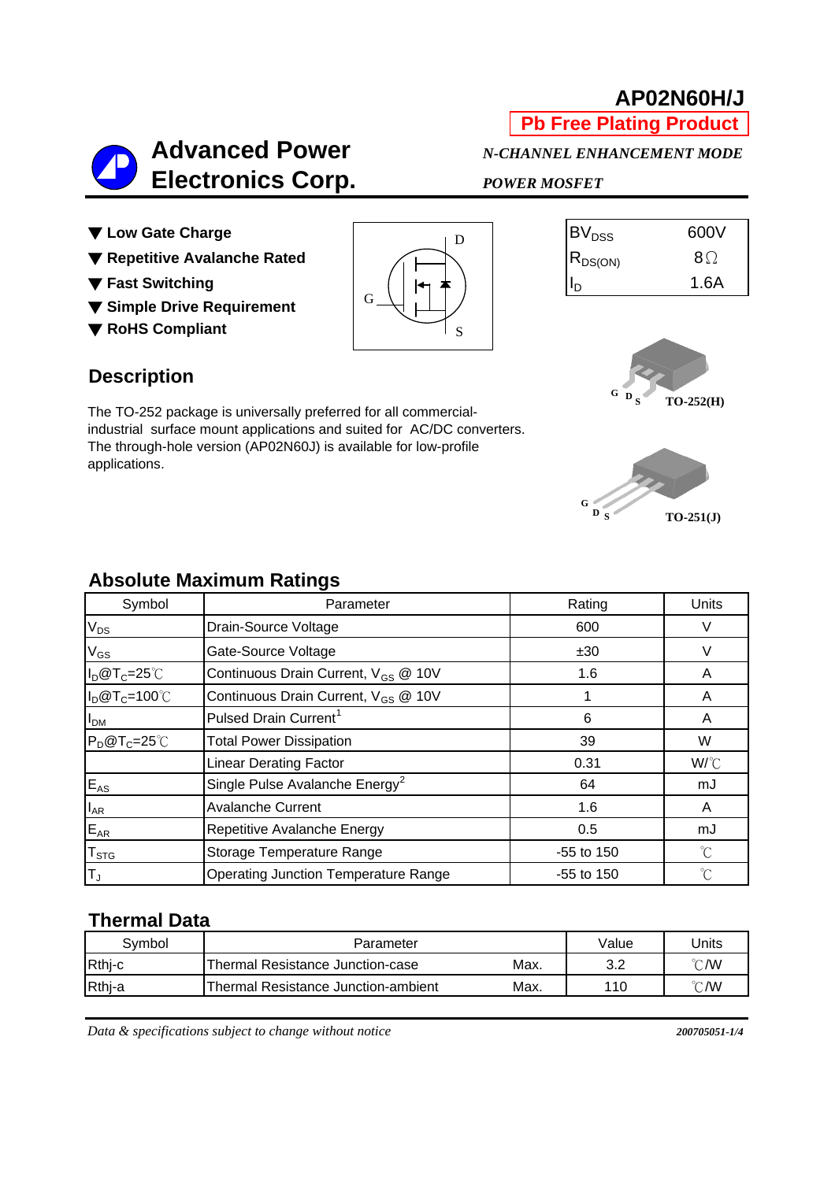# AP02N60H/J

**Pb Free Plating Product**

## Advanced Power Electronics Corp.

***N-CHANNEL ENHANCEMENT MODE POWER MOSFET***

- ▼ **Low Gate Charge**
- ▼ **Repetitive Avalanche Rated**
- ▼ **Fast Switching**
- ▼ **Simple Drive Requirement**
- ▼ **RoHS Compliant**

| | |
|---|---|
| $BV_{DSS}$ | 600V |
| $R_{DS(ON)}$ | 8Ω |
| $I_D$ | 1.6A |

TO-252(H)

TO-251(J)

## Description

The TO-252 package is universally preferred for all commercial-industrial surface mount applications and suited for AC/DC converters. The through-hole version (AP02N60J) is available for low-profile applications.

## Absolute Maximum Ratings

| Symbol | Parameter | Rating | Units |
|---|---|---|---|
| $V_{DS}$ | Drain-Source Voltage | 600 | V |
| $V_{GS}$ | Gate-Source Voltage | ±30 | V |
| $I_D@T_C=25℃$ | Continuous Drain Current, $V_{GS}$ @ 10V | 1.6 | A |
| $I_D@T_C=100℃$ | Continuous Drain Current, $V_{GS}$ @ 10V | 1 | A |
| $I_{DM}$ | Pulsed Drain Current[1] | 6 | A |
| $P_D@T_C=25℃$ | Total Power Dissipation | 39 | W |
| | Linear Derating Factor | 0.31 | W/℃ |
| $E_{AS}$ | Single Pulse Avalanche Energy[2] | 64 | mJ |
| $I_{AR}$ | Avalanche Current | 1.6 | A |
| $E_{AR}$ | Repetitive Avalanche Energy | 0.5 | mJ |
| $T_{STG}$ | Storage Temperature Range | -55 to 150 | ℃ |
| $T_J$ | Operating Junction Temperature Range | -55 to 150 | ℃ |

## Thermal Data

| Symbol | Parameter | | Value | Units |
|---|---|---|---|---|
| Rthj-c | Thermal Resistance Junction-case | Max. | 3.2 | ℃/W |
| Rthj-a | Thermal Resistance Junction-ambient | Max. | 110 | ℃/W |

*Data & specifications subject to change without notice*

200705051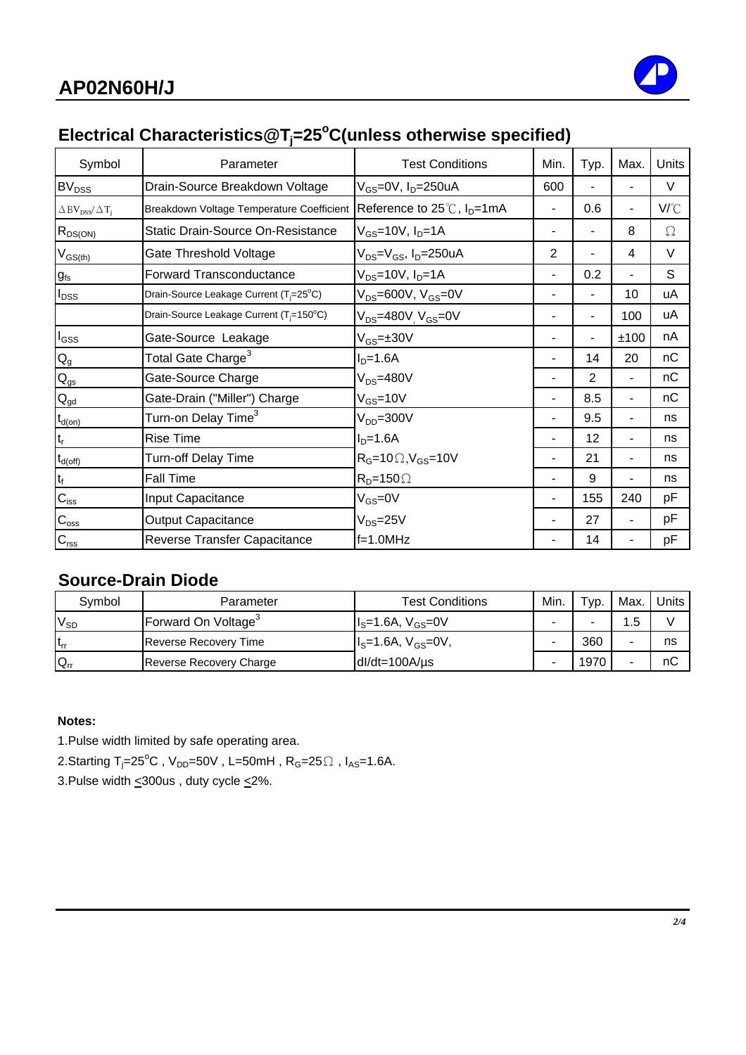## Electrical Characteristics@$T_j$=25°C(unless otherwise specified)

| Symbol | Parameter | Test Conditions | Min. | Typ. | Max. | Units |
|---|---|---|---|---|---|---|
| $BV_{DSS}$ | Drain-Source Breakdown Voltage | $V_{GS}$=0V, $I_D$=250uA | 600 | - | - | V |
| $\Delta BV_{DSS}/\Delta T_j$ | Breakdown Voltage Temperature Coefficient | Reference to 25℃, $I_D$=1mA | - | 0.6 | - | V/℃ |
| $R_{DS(ON)}$ | Static Drain-Source On-Resistance | $V_{GS}$=10V, $I_D$=1A | - | - | 8 | Ω |
| $V_{GS(th)}$ | Gate Threshold Voltage | $V_{DS}$=$V_{GS}$, $I_D$=250uA | 2 | - | 4 | V |
| $g_{fs}$ | Forward Transconductance | $V_{DS}$=10V, $I_D$=1A | - | 0.2 | - | S |
| $I_{DSS}$ | Drain-Source Leakage Current ($T_j$=25°C) | $V_{DS}$=600V, $V_{GS}$=0V | - | - | 10 | uA |
| | Drain-Source Leakage Current ($T_j$=150°C) | $V_{DS}$=480V, $V_{GS}$=0V | - | - | 100 | uA |
| $I_{GSS}$ | Gate-Source Leakage | $V_{GS}$=±30V | - | - | ±100 | nA |
| $Q_g$ | Total Gate Charge[3] | $I_D$=1.6A | - | 14 | 20 | nC |
| $Q_{gs}$ | Gate-Source Charge | $V_{DS}$=480V | - | 2 | - | nC |
| $Q_{gd}$ | Gate-Drain ("Miller") Charge | $V_{GS}$=10V | - | 8.5 | - | nC |
| $t_{d(on)}$ | Turn-on Delay Time[3] | $V_{DD}$=300V | - | 9.5 | - | ns |
| $t_r$ | Rise Time | $I_D$=1.6A | - | 12 | - | ns |
| $t_{d(off)}$ | Turn-off Delay Time | $R_G$=10Ω,$V_{GS}$=10V | - | 21 | - | ns |
| $t_f$ | Fall Time | $R_D$=150Ω | - | 9 | - | ns |
| $C_{iss}$ | Input Capacitance | $V_{GS}$=0V | - | 155 | 240 | pF |
| $C_{oss}$ | Output Capacitance | $V_{DS}$=25V | - | 27 | - | pF |
| $C_{rss}$ | Reverse Transfer Capacitance | f=1.0MHz | - | 14 | - | pF |

## Source-Drain Diode

| Symbol | Parameter | Test Conditions | Min. | Typ. | Max. | Units |
|---|---|---|---|---|---|---|
| $V_{SD}$ | Forward On Voltage[3] | $I_S$=1.6A, $V_{GS}$=0V | - | - | 1.5 | V |
| $t_{rr}$ | Reverse Recovery Time | $I_S$=1.6A, $V_{GS}$=0V, | - | 360 | - | ns |
| $Q_{rr}$ | Reverse Recovery Charge | dI/dt=100A/µs | - | 1970 | - | nC |

**Notes:**

1.Pulse width limited by safe operating area.

2.Starting $T_j$=25°C , $V_{DD}$=50V , L=50mH , $R_G$=25Ω , $I_{AS}$=1.6A.

3.Pulse width ≤300us , duty cycle ≤2%.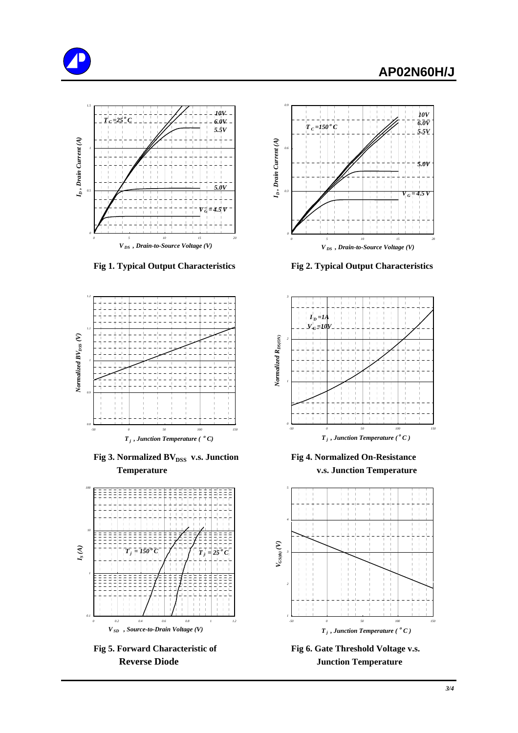Fig 1. Typical Output Characteristics

Fig 2. Typical Output Characteristics

Fig 3. Normalized $BV_{DSS}$ v.s. Junction Temperature

Fig 4. Normalized On-Resistance v.s. Junction Temperature

Fig 5. Forward Characteristic of Reverse Diode

Fig 6. Gate Threshold Voltage v.s. Junction Temperature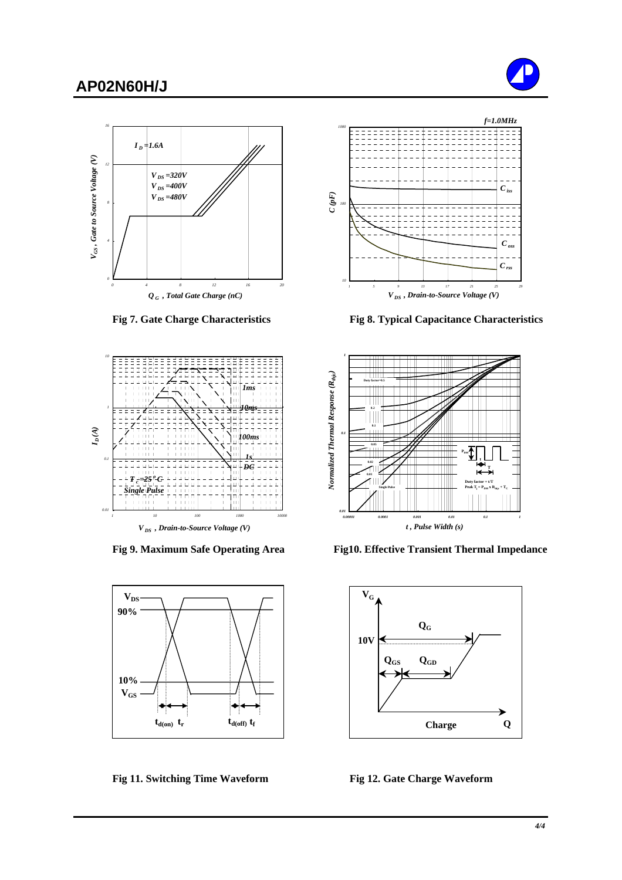Fig 7. Gate Charge Characteristics

$I_D$ =1.6A

$V_{DS}$ =320V
$V_{DS}$ =400V
$V_{DS}$ =480V

$V_{GS}$ , Gate to Source Voltage (V)

0 4 8 12 16

0 4 8 12 16 20

$Q_G$ , Total Gate Charge (nC)

Fig 8. Typical Capacitance Characteristics

f=1.0MHz

$C_{iss}$

$C_{oss}$

$C_{rss}$

C (pF)

10 100 1000

1 5 9 13 17 21 25 29

$V_{DS}$ , Drain-to-Source Voltage (V)

Fig 9. Maximum Safe Operating Area

1ms
10ms
100ms
1s
DC

$T_C$=25°C
Single Pulse

$I_D$(A)

0.01 0.1 1 10

1 10 100 1000 10000

$V_{DS}$ , Drain-to-Source Voltage (V)

Fig10. Effective Transient Thermal Impedance

Duty factor=0.5
0.2
0.1
0.05
0.02
0.01
Single Pulse

$P_{DM}$
t
T
Duty factor = t/T
Peak $T_j = P_{DM} \times R_{thjc} + T_C$

Normalized Thermal Response ($R_{thjc}$)

0.01 0.1 1

0.00001 0.0001 0.001 0.01 0.1 1

t , Pulse Width (s)

Fig 11. Switching Time Waveform

$V_{DS}$
90%
10%
$V_{GS}$
$t_{d(on)}$ $t_r$
$t_{d(off)}$ $t_f$

Fig 12. Gate Charge Waveform

$V_G$
$Q_G$
10V
$Q_{GS}$
$Q_{GD}$
Charge
Q